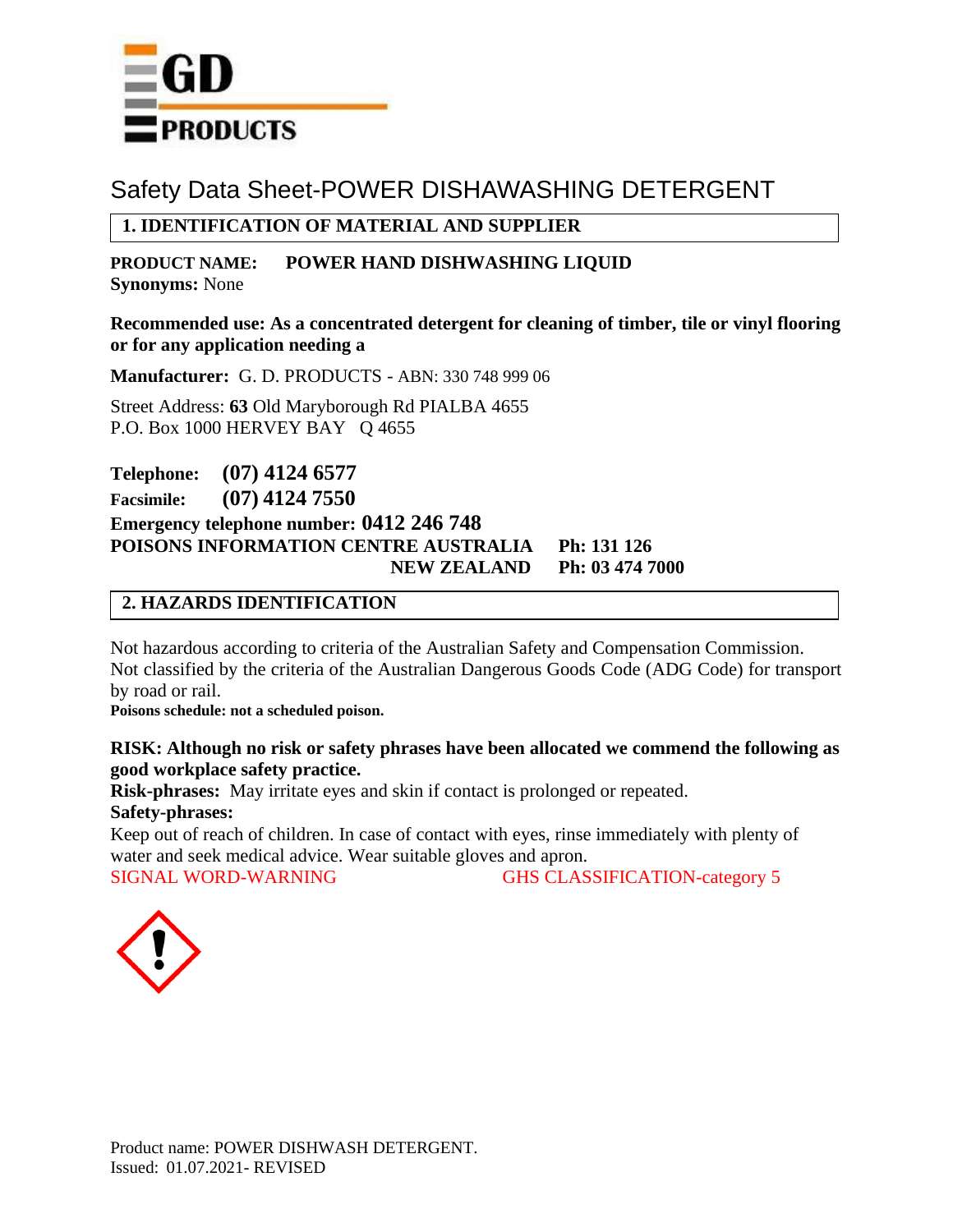GD PRODUCTS

# Safety Data Sheet-POWER DISHAWASHING DETERGENT

## 1. IDENTIFICATION OF MATERIAL AND SUPPLIER

**PRODUCT NAME:** **POWER HAND DISHWASHING LIQUID**
**Synonyms:** None

**Recommended use: As a concentrated detergent for cleaning of timber, tile or vinyl flooring or for any application needing a**

**Manufacturer:** G. D. PRODUCTS - ABN: 330 748 999 06

Street Address: **63** Old Maryborough Rd PIALBA 4655
P.O. Box 1000 HERVEY BAY Q 4655

**Telephone:** **(07) 4124 6577**
**Facsimile:** **(07) 4124 7550**
**Emergency telephone number: 0412 246 748**
**POISONS INFORMATION CENTRE AUSTRALIA Ph: 131 126**
**NEW ZEALAND Ph: 03 474 7000**

## 2. HAZARDS IDENTIFICATION

Not hazardous according to criteria of the Australian Safety and Compensation Commission. Not classified by the criteria of the Australian Dangerous Goods Code (ADG Code) for transport by road or rail.
**Poisons schedule: not a scheduled poison.**

**RISK: Although no risk or safety phrases have been allocated we commend the following as good workplace safety practice.**
**Risk-phrases:** May irritate eyes and skin if contact is prolonged or repeated.
**Safety-phrases:**
Keep out of reach of children. In case of contact with eyes, rinse immediately with plenty of water and seek medical advice. Wear suitable gloves and apron.
SIGNAL WORD-WARNING GHS CLASSIFICATION-category 5

Product name: POWER DISHWASH DETERGENT.
Issued: 01.07.2021- REVISED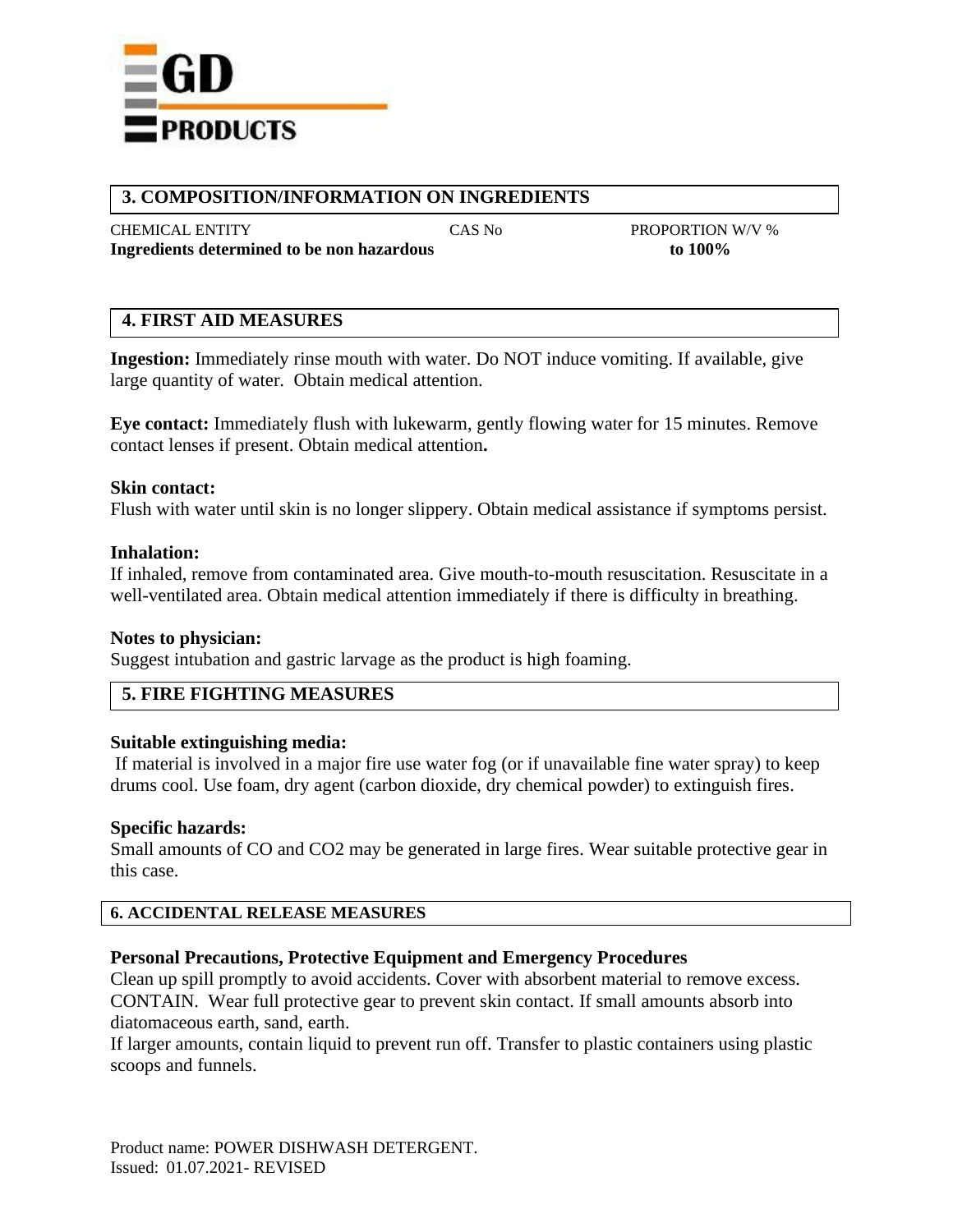## 3. COMPOSITION/INFORMATION ON INGREDIENTS

| CHEMICAL ENTITY | CAS No | PROPORTION W/V % |
|---|---|---|
| **Ingredients determined to be non hazardous** | | **to 100%** |

## 4. FIRST AID MEASURES

**Ingestion:** Immediately rinse mouth with water. Do NOT induce vomiting. If available, give large quantity of water. Obtain medical attention.

**Eye contact:** Immediately flush with lukewarm, gently flowing water for 15 minutes. Remove contact lenses if present. Obtain medical attention**.**

**Skin contact:**
Flush with water until skin is no longer slippery. Obtain medical assistance if symptoms persist.

**Inhalation:**
If inhaled, remove from contaminated area. Give mouth-to-mouth resuscitation. Resuscitate in a well-ventilated area. Obtain medical attention immediately if there is difficulty in breathing.

**Notes to physician:**
Suggest intubation and gastric larvage as the product is high foaming.

## 5. FIRE FIGHTING MEASURES

**Suitable extinguishing media:**
If material is involved in a major fire use water fog (or if unavailable fine water spray) to keep drums cool. Use foam, dry agent (carbon dioxide, dry chemical powder) to extinguish fires.

**Specific hazards:**
Small amounts of CO and $CO_2$ may be generated in large fires. Wear suitable protective gear in this case.

## 6. ACCIDENTAL RELEASE MEASURES

**Personal Precautions, Protective Equipment and Emergency Procedures**
Clean up spill promptly to avoid accidents. Cover with absorbent material to remove excess. CONTAIN. Wear full protective gear to prevent skin contact. If small amounts absorb into diatomaceous earth, sand, earth.
If larger amounts, contain liquid to prevent run off. Transfer to plastic containers using plastic scoops and funnels.

Product name: POWER DISHWASH DETERGENT.
Issued: 01.07.2021- REVISED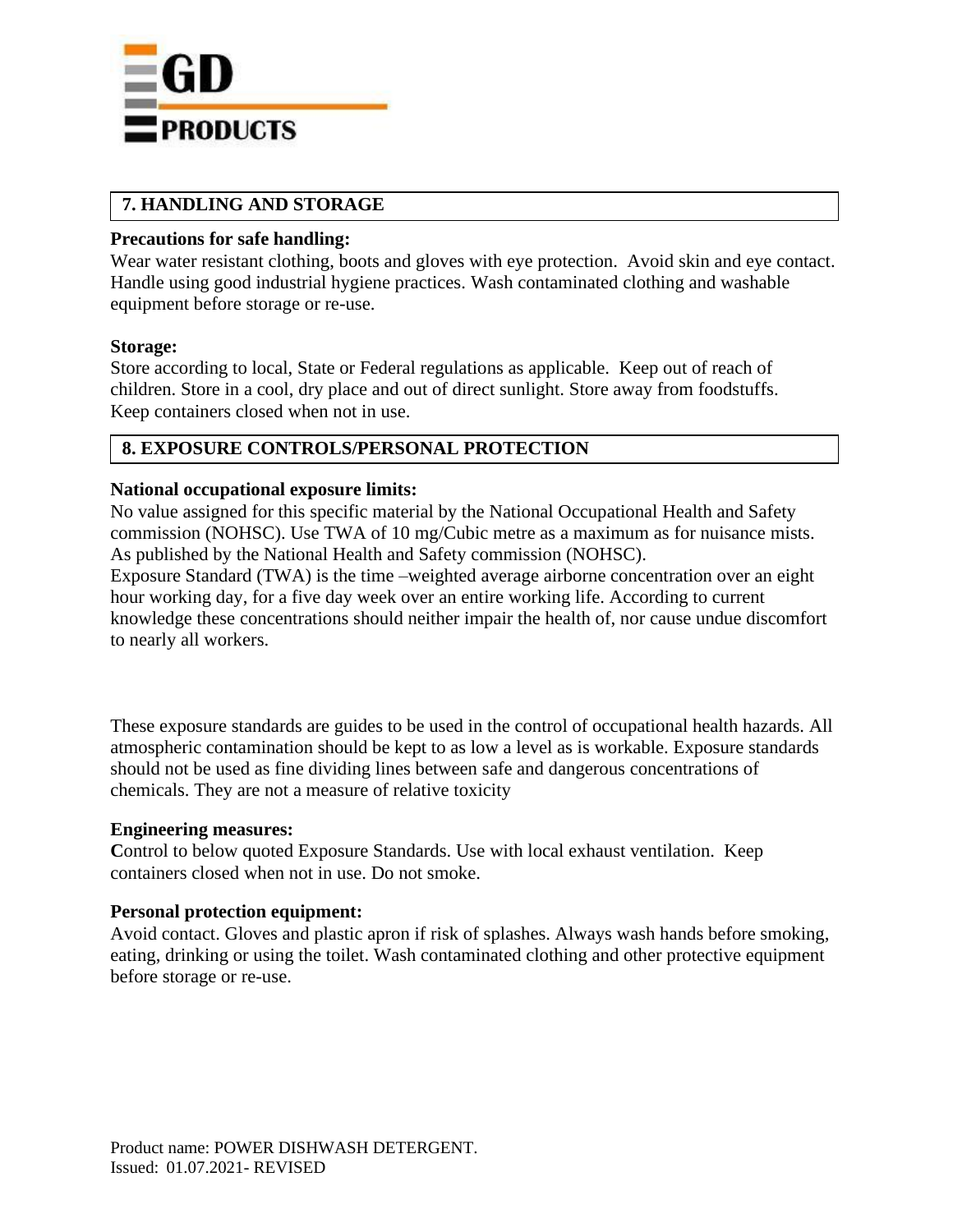## 7. HANDLING AND STORAGE

**Precautions for safe handling:**
Wear water resistant clothing, boots and gloves with eye protection. Avoid skin and eye contact. Handle using good industrial hygiene practices. Wash contaminated clothing and washable equipment before storage or re-use.

**Storage:**
Store according to local, State or Federal regulations as applicable. Keep out of reach of children. Store in a cool, dry place and out of direct sunlight. Store away from foodstuffs. Keep containers closed when not in use.

## 8. EXPOSURE CONTROLS/PERSONAL PROTECTION

**National occupational exposure limits:**
No value assigned for this specific material by the National Occupational Health and Safety commission (NOHSC). Use TWA of 10 mg/Cubic metre as a maximum as for nuisance mists. As published by the National Health and Safety commission (NOHSC).
Exposure Standard (TWA) is the time –weighted average airborne concentration over an eight hour working day, for a five day week over an entire working life. According to current knowledge these concentrations should neither impair the health of, nor cause undue discomfort to nearly all workers.

These exposure standards are guides to be used in the control of occupational health hazards. All atmospheric contamination should be kept to as low a level as is workable. Exposure standards should not be used as fine dividing lines between safe and dangerous concentrations of chemicals. They are not a measure of relative toxicity

**Engineering measures:**
**C**ontrol to below quoted Exposure Standards. Use with local exhaust ventilation. Keep containers closed when not in use. Do not smoke.

**Personal protection equipment:**
Avoid contact. Gloves and plastic apron if risk of splashes. Always wash hands before smoking, eating, drinking or using the toilet. Wash contaminated clothing and other protective equipment before storage or re-use.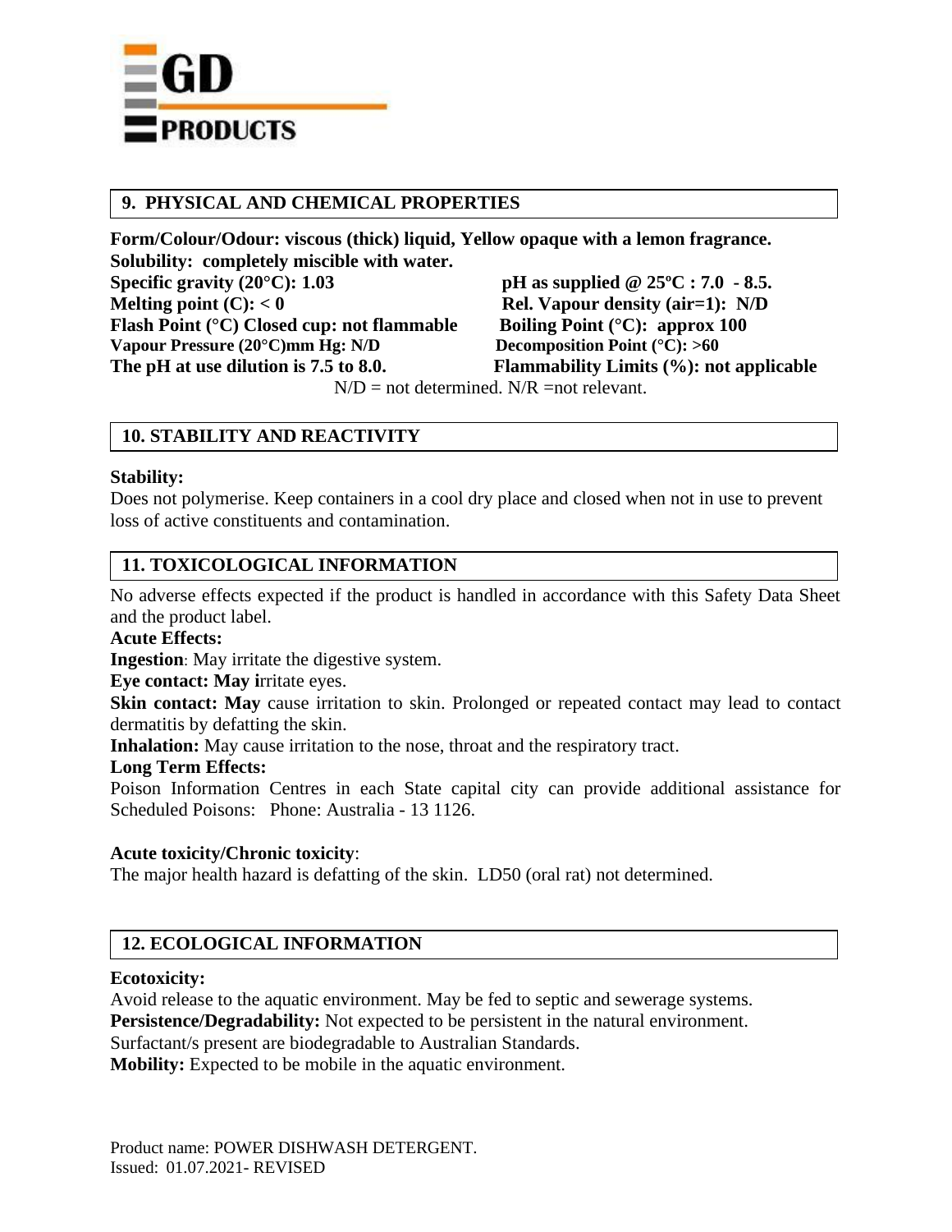## 9. PHYSICAL AND CHEMICAL PROPERTIES

**Form/Colour/Odour: viscous (thick) liquid, Yellow opaque with a lemon fragrance.**
**Solubility: completely miscible with water.**

**Specific gravity (20°C): 1.03**
**pH as supplied @ 25ºC : 7.0 - 8.5.**
**Melting point (C): < 0**
**Rel. Vapour density (air=1): N/D**
**Flash Point (°C) Closed cup: not flammable**
**Boiling Point (°C): approx 100**
**Vapour Pressure (20°C)mm Hg: N/D**
**Decomposition Point (°C): >60**
**The pH at use dilution is 7.5 to 8.0.**
**Flammability Limits (%): not applicable**

N/D = not determined. N/R =not relevant.

## 10. STABILITY AND REACTIVITY

**Stability:**
Does not polymerise. Keep containers in a cool dry place and closed when not in use to prevent loss of active constituents and contamination.

## 11. TOXICOLOGICAL INFORMATION

No adverse effects expected if the product is handled in accordance with this Safety Data Sheet and the product label.

**Acute Effects:**
**Ingestion**: May irritate the digestive system.
**Eye contact: May i**rritate eyes.
**Skin contact: May** cause irritation to skin. Prolonged or repeated contact may lead to contact dermatitis by defatting the skin.
**Inhalation:** May cause irritation to the nose, throat and the respiratory tract.
**Long Term Effects:**
Poison Information Centres in each State capital city can provide additional assistance for Scheduled Poisons: Phone: Australia - 13 1126.

**Acute toxicity/Chronic toxicity**:
The major health hazard is defatting of the skin. LD50 (oral rat) not determined.

## 12. ECOLOGICAL INFORMATION

**Ecotoxicity:**
Avoid release to the aquatic environment. May be fed to septic and sewerage systems.
**Persistence/Degradability:** Not expected to be persistent in the natural environment.
Surfactant/s present are biodegradable to Australian Standards.
**Mobility:** Expected to be mobile in the aquatic environment.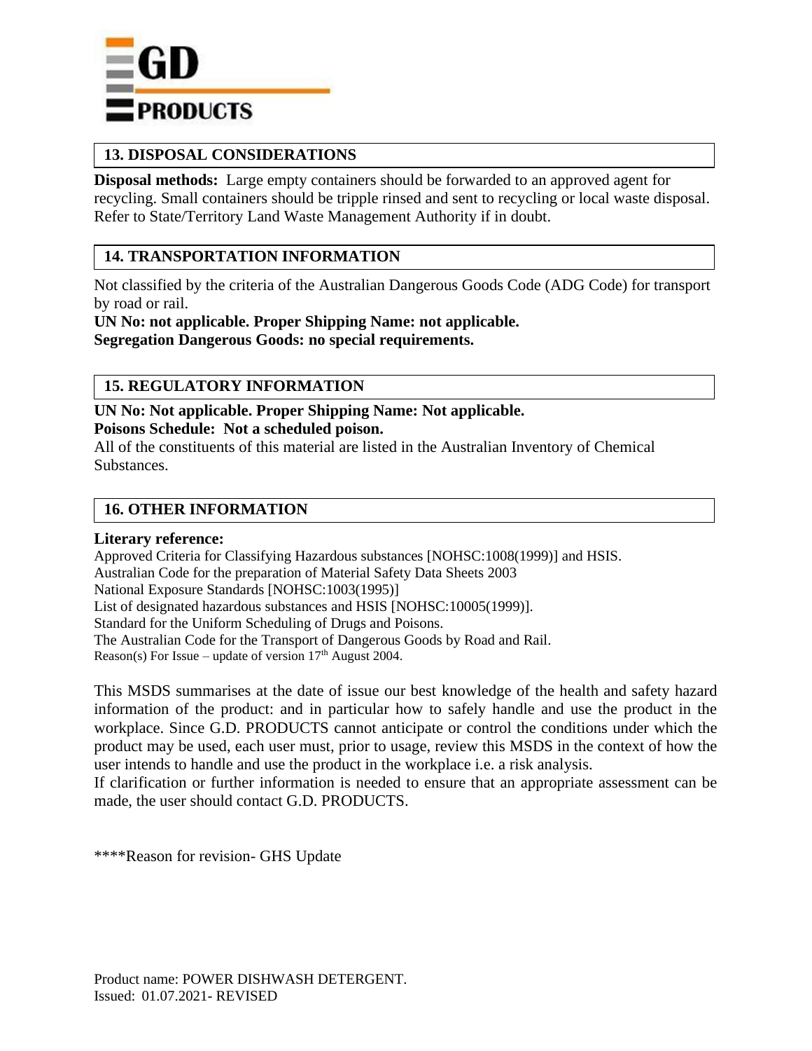## 13. DISPOSAL CONSIDERATIONS

**Disposal methods:** Large empty containers should be forwarded to an approved agent for recycling. Small containers should be tripple rinsed and sent to recycling or local waste disposal. Refer to State/Territory Land Waste Management Authority if in doubt.

## 14. TRANSPORTATION INFORMATION

Not classified by the criteria of the Australian Dangerous Goods Code (ADG Code) for transport by road or rail.

**UN No: not applicable. Proper Shipping Name: not applicable.**
**Segregation Dangerous Goods: no special requirements.**

## 15. REGULATORY INFORMATION

**UN No: Not applicable. Proper Shipping Name: Not applicable.**
**Poisons Schedule: Not a scheduled poison.**

All of the constituents of this material are listed in the Australian Inventory of Chemical Substances.

## 16. OTHER INFORMATION

**Literary reference:**

Approved Criteria for Classifying Hazardous substances [NOHSC:1008(1999)] and HSIS.
Australian Code for the preparation of Material Safety Data Sheets 2003
National Exposure Standards [NOHSC:1003(1995)]
List of designated hazardous substances and HSIS [NOHSC:10005(1999)].
Standard for the Uniform Scheduling of Drugs and Poisons.
The Australian Code for the Transport of Dangerous Goods by Road and Rail.
Reason(s) For Issue – update of version 17th August 2004.

This MSDS summarises at the date of issue our best knowledge of the health and safety hazard information of the product: and in particular how to safely handle and use the product in the workplace. Since G.D. PRODUCTS cannot anticipate or control the conditions under which the product may be used, each user must, prior to usage, review this MSDS in the context of how the user intends to handle and use the product in the workplace i.e. a risk analysis.
If clarification or further information is needed to ensure that an appropriate assessment can be made, the user should contact G.D. PRODUCTS.

****Reason for revision- GHS Update